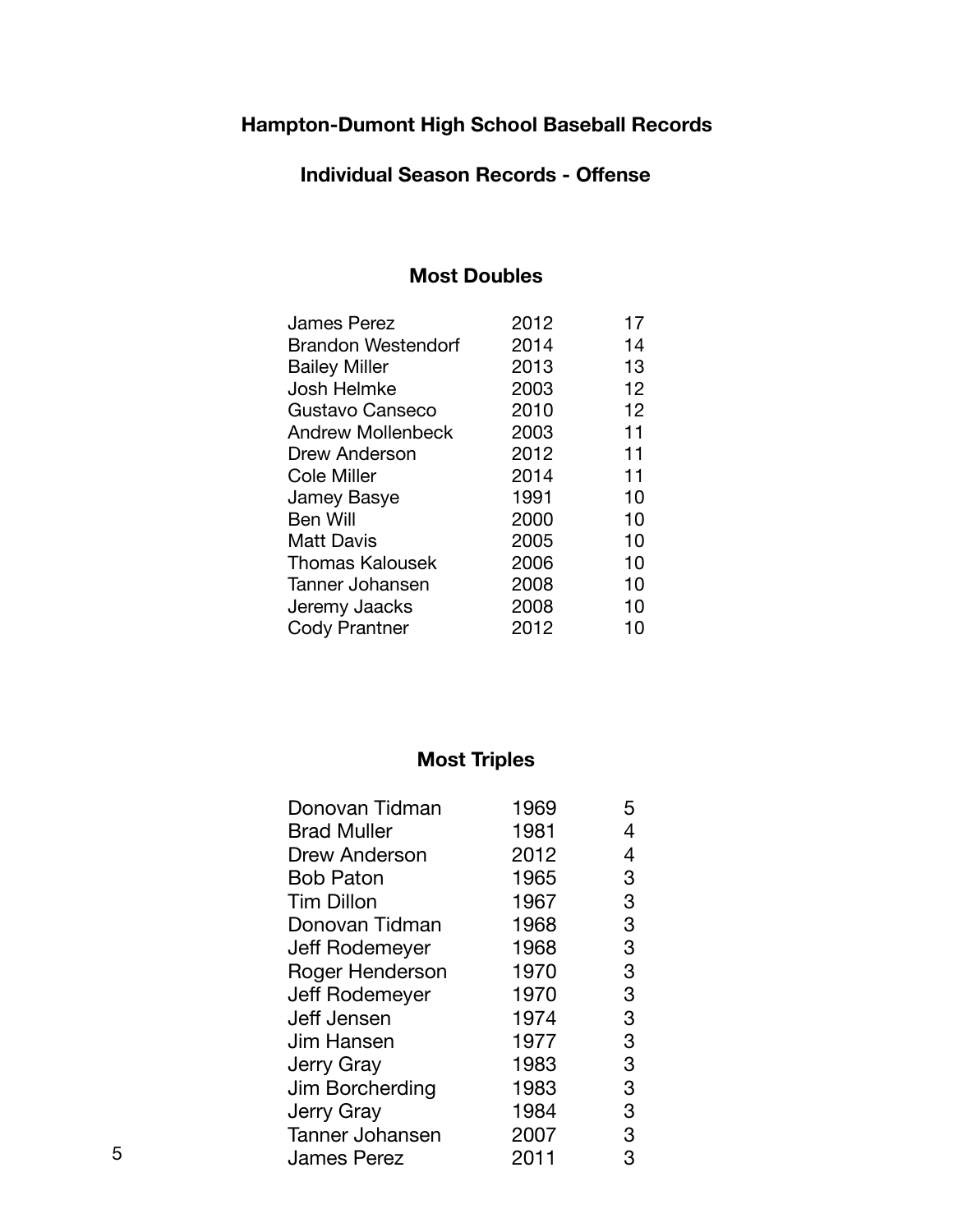# Hampton-Dumont High School Baseball Records

## Individual Season Records - Offense

### Most Doubles

| | | |
|---|---|---|
| James Perez | 2012 | 17 |
| Brandon Westendorf | 2014 | 14 |
| Bailey Miller | 2013 | 13 |
| Josh Helmke | 2003 | 12 |
| Gustavo Canseco | 2010 | 12 |
| Andrew Mollenbeck | 2003 | 11 |
| Drew Anderson | 2012 | 11 |
| Cole Miller | 2014 | 11 |
| Jamey Basye | 1991 | 10 |
| Ben Will | 2000 | 10 |
| Matt Davis | 2005 | 10 |
| Thomas Kalousek | 2006 | 10 |
| Tanner Johansen | 2008 | 10 |
| Jeremy Jaacks | 2008 | 10 |
| Cody Prantner | 2012 | 10 |

### Most Triples

| | | |
|---|---|---|
| Donovan Tidman | 1969 | 5 |
| Brad Muller | 1981 | 4 |
| Drew Anderson | 2012 | 4 |
| Bob Paton | 1965 | 3 |
| Tim Dillon | 1967 | 3 |
| Donovan Tidman | 1968 | 3 |
| Jeff Rodemeyer | 1968 | 3 |
| Roger Henderson | 1970 | 3 |
| Jeff Rodemeyer | 1970 | 3 |
| Jeff Jensen | 1974 | 3 |
| Jim Hansen | 1977 | 3 |
| Jerry Gray | 1983 | 3 |
| Jim Borcherding | 1983 | 3 |
| Jerry Gray | 1984 | 3 |
| Tanner Johansen | 2007 | 3 |
| James Perez | 2011 | 3 |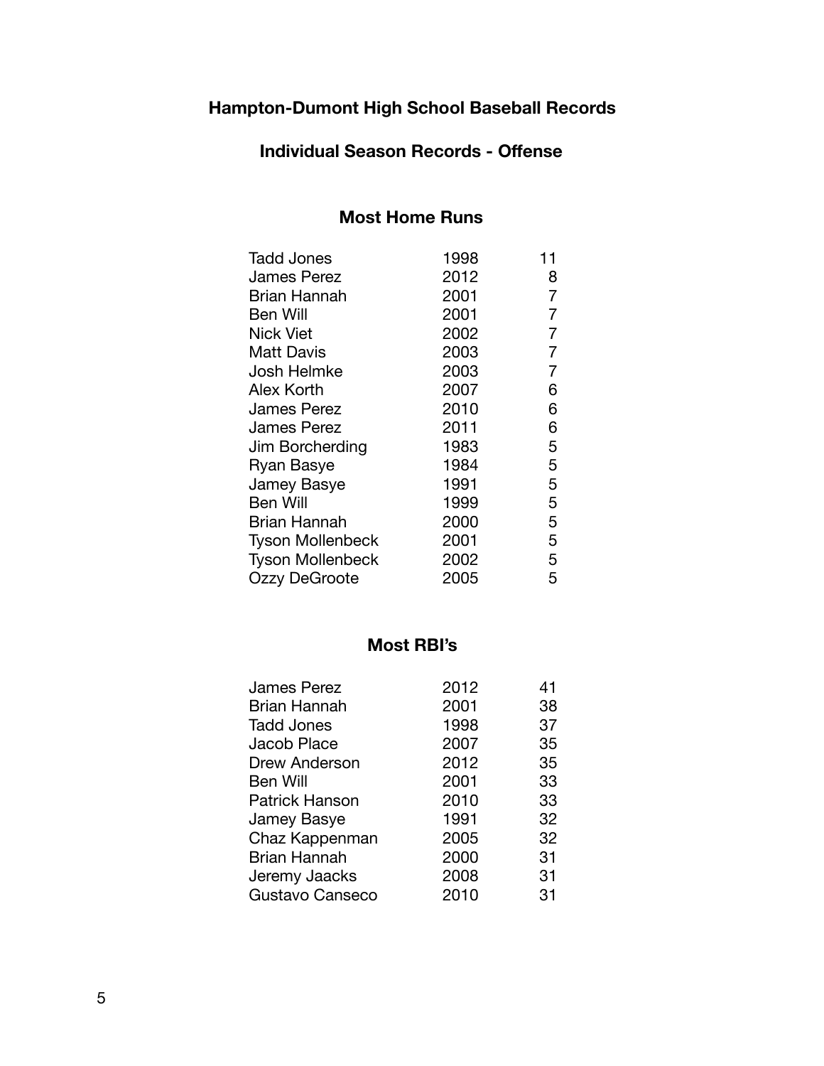# Hampton-Dumont High School Baseball Records

## Individual Season Records - Offense

### Most Home Runs

| Name | Year | HR |
|---|---|---|
| Tadd Jones | 1998 | 11 |
| James Perez | 2012 | 8 |
| Brian Hannah | 2001 | 7 |
| Ben Will | 2001 | 7 |
| Nick Viet | 2002 | 7 |
| Matt Davis | 2003 | 7 |
| Josh Helmke | 2003 | 7 |
| Alex Korth | 2007 | 6 |
| James Perez | 2010 | 6 |
| James Perez | 2011 | 6 |
| Jim Borcherding | 1983 | 5 |
| Ryan Basye | 1984 | 5 |
| Jamey Basye | 1991 | 5 |
| Ben Will | 1999 | 5 |
| Brian Hannah | 2000 | 5 |
| Tyson Mollenbeck | 2001 | 5 |
| Tyson Mollenbeck | 2002 | 5 |
| Ozzy DeGroote | 2005 | 5 |

### Most RBI's

| Name | Year | RBI |
|---|---|---|
| James Perez | 2012 | 41 |
| Brian Hannah | 2001 | 38 |
| Tadd Jones | 1998 | 37 |
| Jacob Place | 2007 | 35 |
| Drew Anderson | 2012 | 35 |
| Ben Will | 2001 | 33 |
| Patrick Hanson | 2010 | 33 |
| Jamey Basye | 1991 | 32 |
| Chaz Kappenman | 2005 | 32 |
| Brian Hannah | 2000 | 31 |
| Jeremy Jaacks | 2008 | 31 |
| Gustavo Canseco | 2010 | 31 |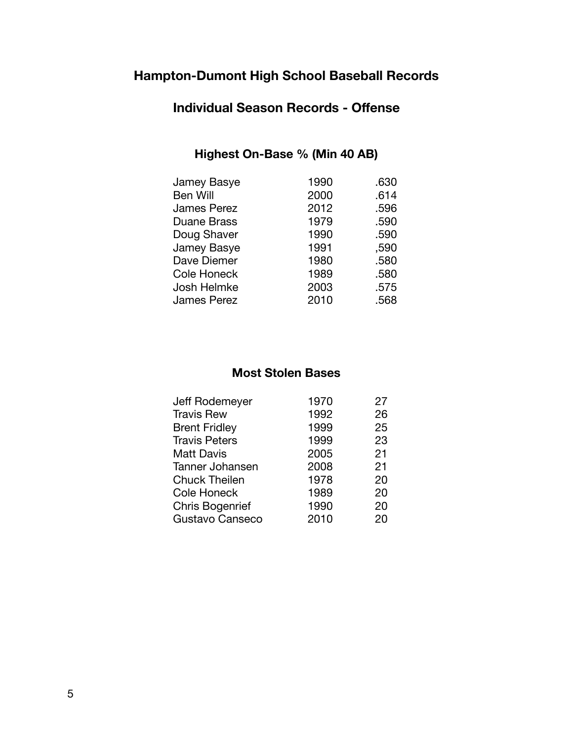# Hampton-Dumont High School Baseball Records

## Individual Season Records - Offense

### Highest On-Base % (Min 40 AB)

| | | |
|---|---|---|
| Jamey Basye | 1990 | .630 |
| Ben Will | 2000 | .614 |
| James Perez | 2012 | .596 |
| Duane Brass | 1979 | .590 |
| Doug Shaver | 1990 | .590 |
| Jamey Basye | 1991 | ,590 |
| Dave Diemer | 1980 | .580 |
| Cole Honeck | 1989 | .580 |
| Josh Helmke | 2003 | .575 |
| James Perez | 2010 | .568 |

### Most Stolen Bases

| | | |
|---|---|---|
| Jeff Rodemeyer | 1970 | 27 |
| Travis Rew | 1992 | 26 |
| Brent Fridley | 1999 | 25 |
| Travis Peters | 1999 | 23 |
| Matt Davis | 2005 | 21 |
| Tanner Johansen | 2008 | 21 |
| Chuck Theilen | 1978 | 20 |
| Cole Honeck | 1989 | 20 |
| Chris Bogenrief | 1990 | 20 |
| Gustavo Canseco | 2010 | 20 |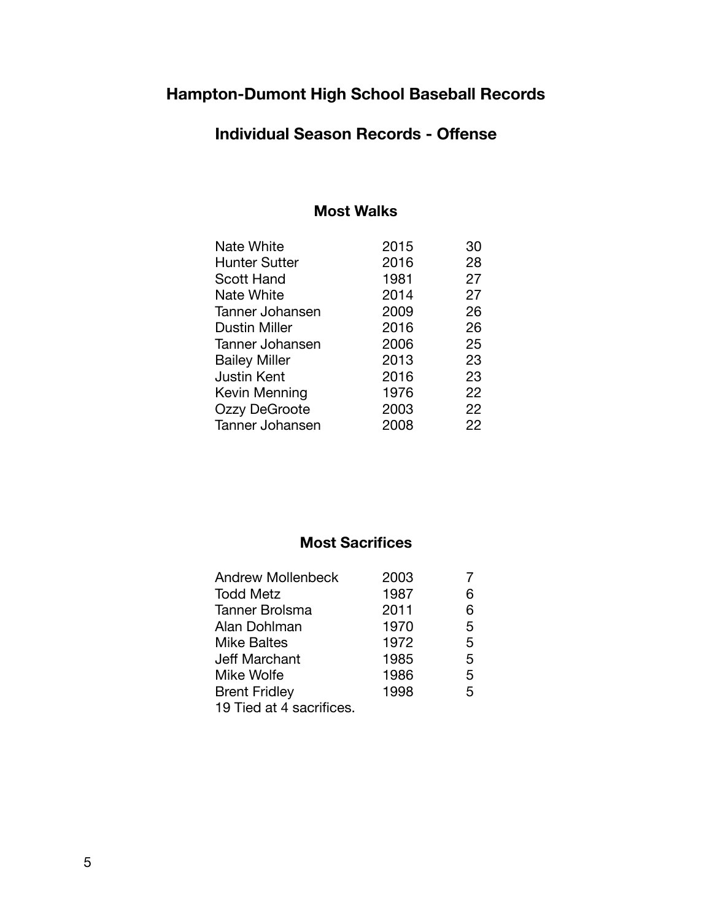# Hampton-Dumont High School Baseball Records

## Individual Season Records - Offense

### Most Walks

| Name | Year | Walks |
|---|---|---|
| Nate White | 2015 | 30 |
| Hunter Sutter | 2016 | 28 |
| Scott Hand | 1981 | 27 |
| Nate White | 2014 | 27 |
| Tanner Johansen | 2009 | 26 |
| Dustin Miller | 2016 | 26 |
| Tanner Johansen | 2006 | 25 |
| Bailey Miller | 2013 | 23 |
| Justin Kent | 2016 | 23 |
| Kevin Menning | 1976 | 22 |
| Ozzy DeGroote | 2003 | 22 |
| Tanner Johansen | 2008 | 22 |

### Most Sacrifices

| Name | Year | Sacrifices |
|---|---|---|
| Andrew Mollenbeck | 2003 | 7 |
| Todd Metz | 1987 | 6 |
| Tanner Brolsma | 2011 | 6 |
| Alan Dohlman | 1970 | 5 |
| Mike Baltes | 1972 | 5 |
| Jeff Marchant | 1985 | 5 |
| Mike Wolfe | 1986 | 5 |
| Brent Fridley | 1998 | 5 |

19 Tied at 4 sacrifices.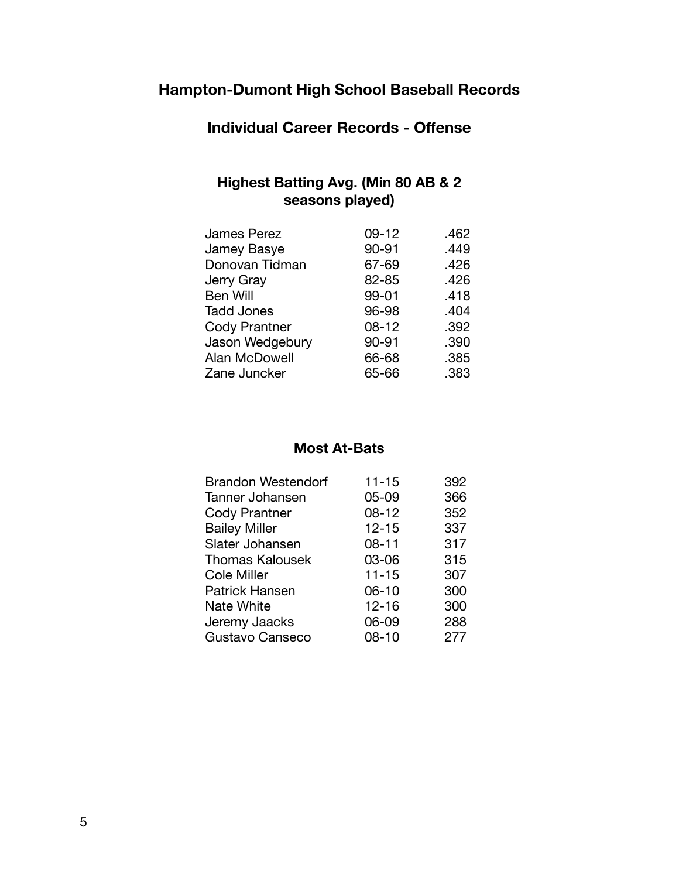# Hampton-Dumont High School Baseball Records

## Individual Career Records - Offense

### Highest Batting Avg. (Min 80 AB & 2 seasons played)

| Name | Years | Avg. |
|---|---|---|
| James Perez | 09-12 | .462 |
| Jamey Basye | 90-91 | .449 |
| Donovan Tidman | 67-69 | .426 |
| Jerry Gray | 82-85 | .426 |
| Ben Will | 99-01 | .418 |
| Tadd Jones | 96-98 | .404 |
| Cody Prantner | 08-12 | .392 |
| Jason Wedgebury | 90-91 | .390 |
| Alan McDowell | 66-68 | .385 |
| Zane Juncker | 65-66 | .383 |

### Most At-Bats

| Name | Years | At-Bats |
|---|---|---|
| Brandon Westendorf | 11-15 | 392 |
| Tanner Johansen | 05-09 | 366 |
| Cody Prantner | 08-12 | 352 |
| Bailey Miller | 12-15 | 337 |
| Slater Johansen | 08-11 | 317 |
| Thomas Kalousek | 03-06 | 315 |
| Cole Miller | 11-15 | 307 |
| Patrick Hansen | 06-10 | 300 |
| Nate White | 12-16 | 300 |
| Jeremy Jaacks | 06-09 | 288 |
| Gustavo Canseco | 08-10 | 277 |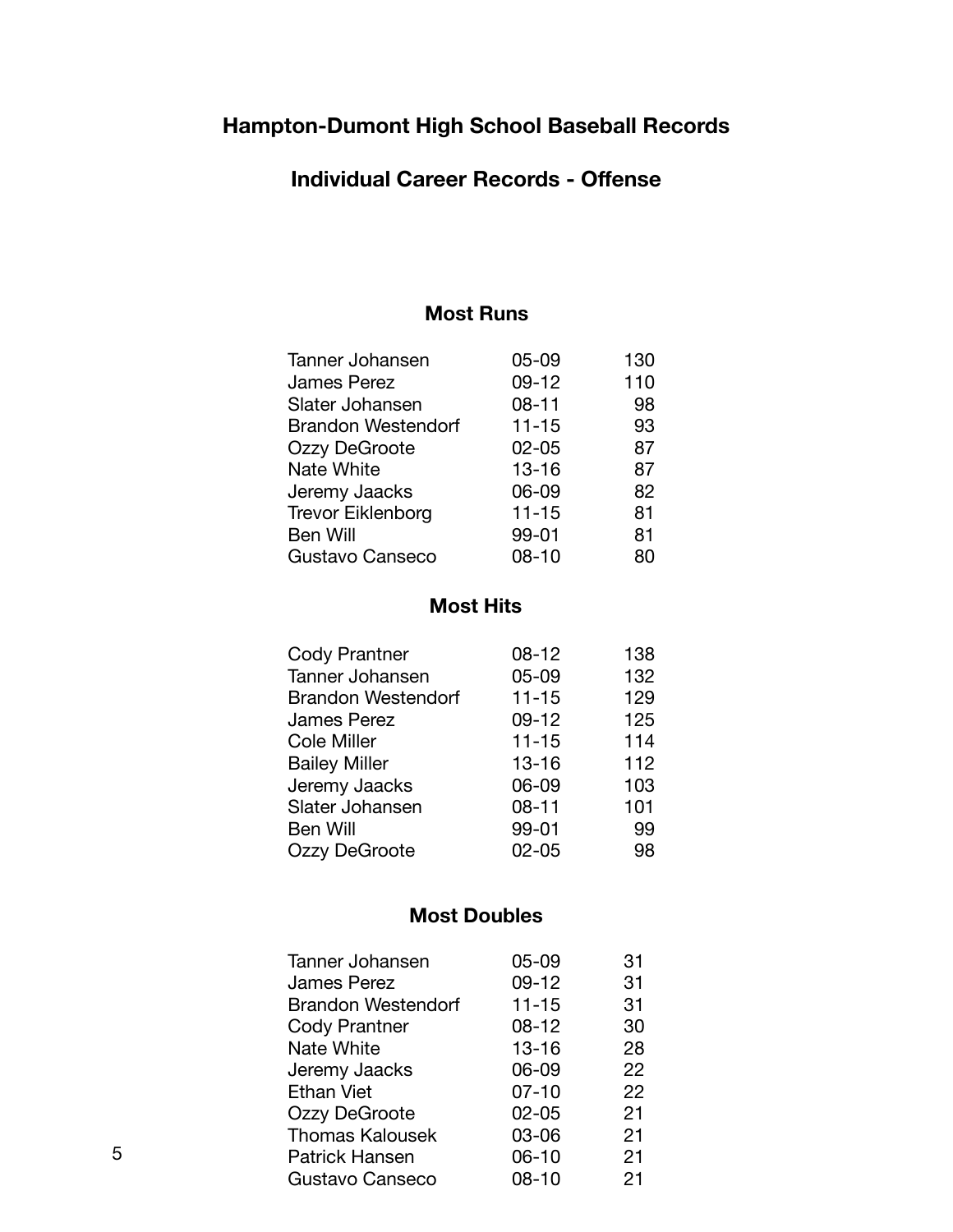# Hampton-Dumont High School Baseball Records

## Individual Career Records - Offense

### Most Runs

| | | |
|---|---|---|
| Tanner Johansen | 05-09 | 130 |
| James Perez | 09-12 | 110 |
| Slater Johansen | 08-11 | 98 |
| Brandon Westendorf | 11-15 | 93 |
| Ozzy DeGroote | 02-05 | 87 |
| Nate White | 13-16 | 87 |
| Jeremy Jaacks | 06-09 | 82 |
| Trevor Eiklenborg | 11-15 | 81 |
| Ben Will | 99-01 | 81 |
| Gustavo Canseco | 08-10 | 80 |

### Most Hits

| | | |
|---|---|---|
| Cody Prantner | 08-12 | 138 |
| Tanner Johansen | 05-09 | 132 |
| Brandon Westendorf | 11-15 | 129 |
| James Perez | 09-12 | 125 |
| Cole Miller | 11-15 | 114 |
| Bailey Miller | 13-16 | 112 |
| Jeremy Jaacks | 06-09 | 103 |
| Slater Johansen | 08-11 | 101 |
| Ben Will | 99-01 | 99 |
| Ozzy DeGroote | 02-05 | 98 |

### Most Doubles

| | | |
|---|---|---|
| Tanner Johansen | 05-09 | 31 |
| James Perez | 09-12 | 31 |
| Brandon Westendorf | 11-15 | 31 |
| Cody Prantner | 08-12 | 30 |
| Nate White | 13-16 | 28 |
| Jeremy Jaacks | 06-09 | 22 |
| Ethan Viet | 07-10 | 22 |
| Ozzy DeGroote | 02-05 | 21 |
| Thomas Kalousek | 03-06 | 21 |
| Patrick Hansen | 06-10 | 21 |
| Gustavo Canseco | 08-10 | 21 |